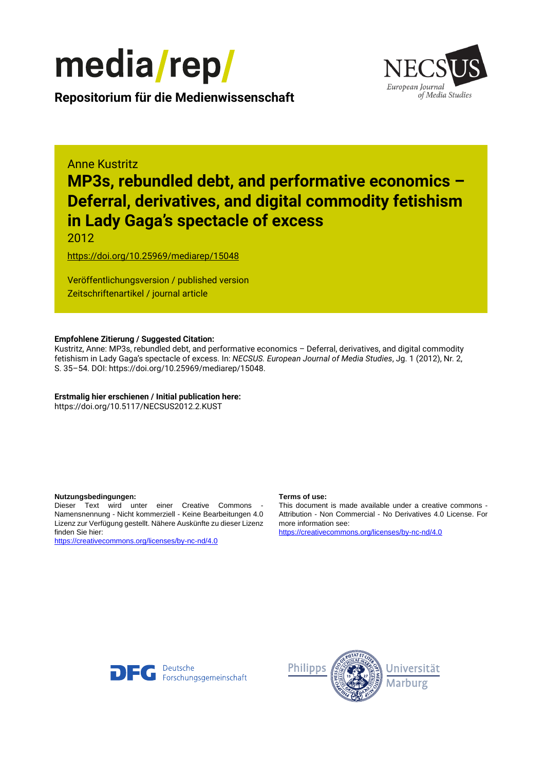media/rep/

**Repositorium für die Medienwissenschaft**

NECSUS European Journal of Media Studies

Anne Kustritz

# MP3s, rebundled debt, and performative economics – Deferral, derivatives, and digital commodity fetishism in Lady Gaga's spectacle of excess

2012

https://doi.org/10.25969/mediarep/15048

Veröffentlichungsversion / published version
Zeitschriftenartikel / journal article

**Empfohlene Zitierung / Suggested Citation:**
Kustritz, Anne: MP3s, rebundled debt, and performative economics – Deferral, derivatives, and digital commodity fetishism in Lady Gaga's spectacle of excess. In: *NECSUS. European Journal of Media Studies*, Jg. 1 (2012), Nr. 2, S. 35–54. DOI: https://doi.org/10.25969/mediarep/15048.

**Erstmalig hier erschienen / Initial publication here:**
https://doi.org/10.5117/NECSUS2012.2.KUST

**Nutzungsbedingungen:**
Dieser Text wird unter einer Creative Commons - Namensnennung - Nicht kommerziell - Keine Bearbeitungen 4.0 Lizenz zur Verfügung gestellt. Nähere Auskünfte zu dieser Lizenz finden Sie hier:
https://creativecommons.org/licenses/by-nc-nd/4.0

**Terms of use:**
This document is made available under a creative commons - Attribution - Non Commercial - No Derivatives 4.0 License. For more information see:
https://creativecommons.org/licenses/by-nc-nd/4.0

Deutsche Forschungsgemeinschaft

Philipps Universität Marburg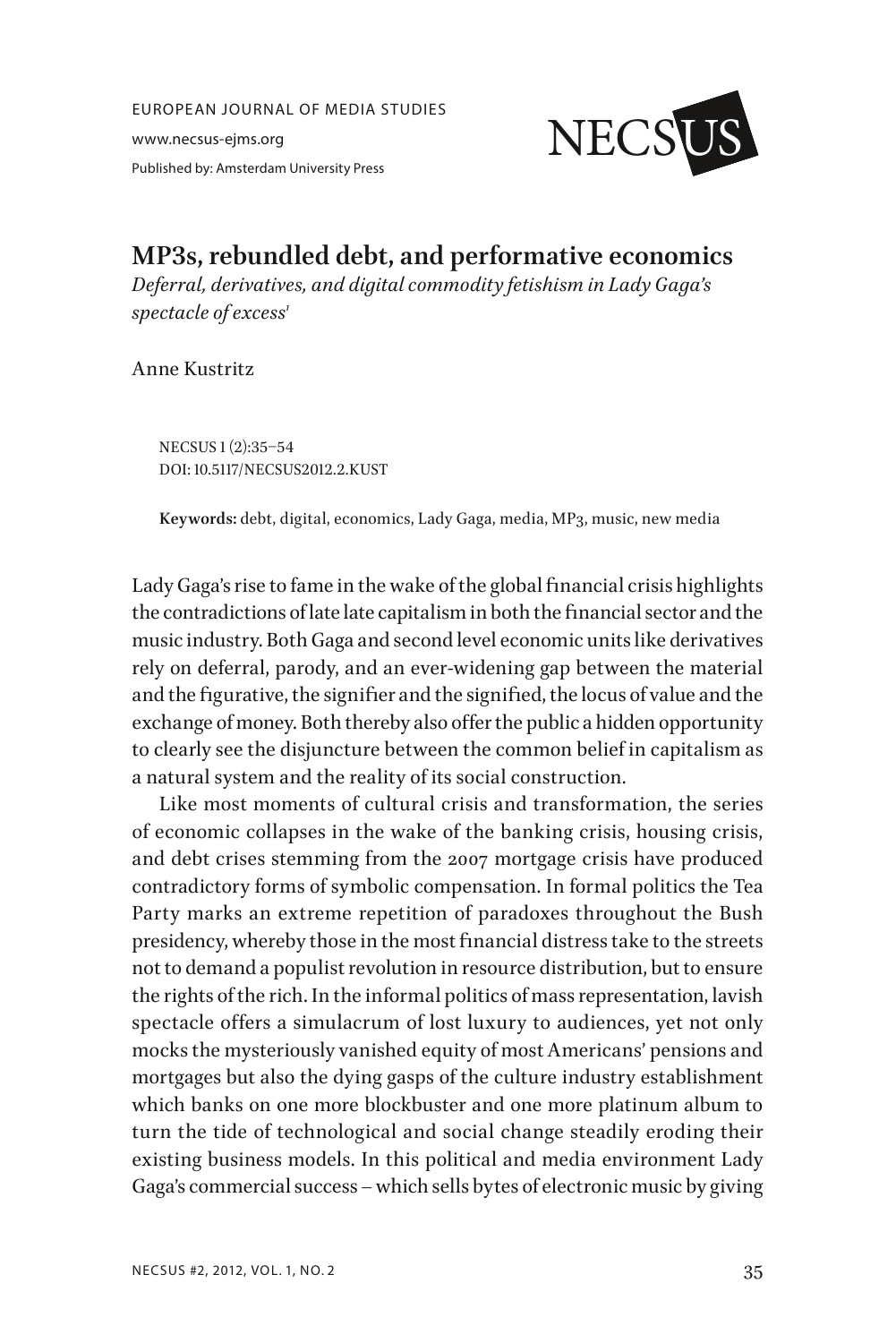EUROPEAN JOURNAL OF MEDIA STUDIES

www.necsus-ejms.org

Published by: Amsterdam University Press

# MP3s, rebundled debt, and performative economics

*Deferral, derivatives, and digital commodity fetishism in Lady Gaga's spectacle of excess*[1]

Anne Kustritz

NECSUS 1 (2):35–54
DOI: 10.5117/NECSUS2012.2.KUST

**Keywords:** debt, digital, economics, Lady Gaga, media, MP3, music, new media

Lady Gaga's rise to fame in the wake of the global financial crisis highlights the contradictions of late late capitalism in both the financial sector and the music industry. Both Gaga and second level economic units like derivatives rely on deferral, parody, and an ever-widening gap between the material and the figurative, the signifier and the signified, the locus of value and the exchange of money. Both thereby also offer the public a hidden opportunity to clearly see the disjuncture between the common belief in capitalism as a natural system and the reality of its social construction.

Like most moments of cultural crisis and transformation, the series of economic collapses in the wake of the banking crisis, housing crisis, and debt crises stemming from the 2007 mortgage crisis have produced contradictory forms of symbolic compensation. In formal politics the Tea Party marks an extreme repetition of paradoxes throughout the Bush presidency, whereby those in the most financial distress take to the streets not to demand a populist revolution in resource distribution, but to ensure the rights of the rich. In the informal politics of mass representation, lavish spectacle offers a simulacrum of lost luxury to audiences, yet not only mocks the mysteriously vanished equity of most Americans' pensions and mortgages but also the dying gasps of the culture industry establishment which banks on one more blockbuster and one more platinum album to turn the tide of technological and social change steadily eroding their existing business models. In this political and media environment Lady Gaga's commercial success – which sells bytes of electronic music by giving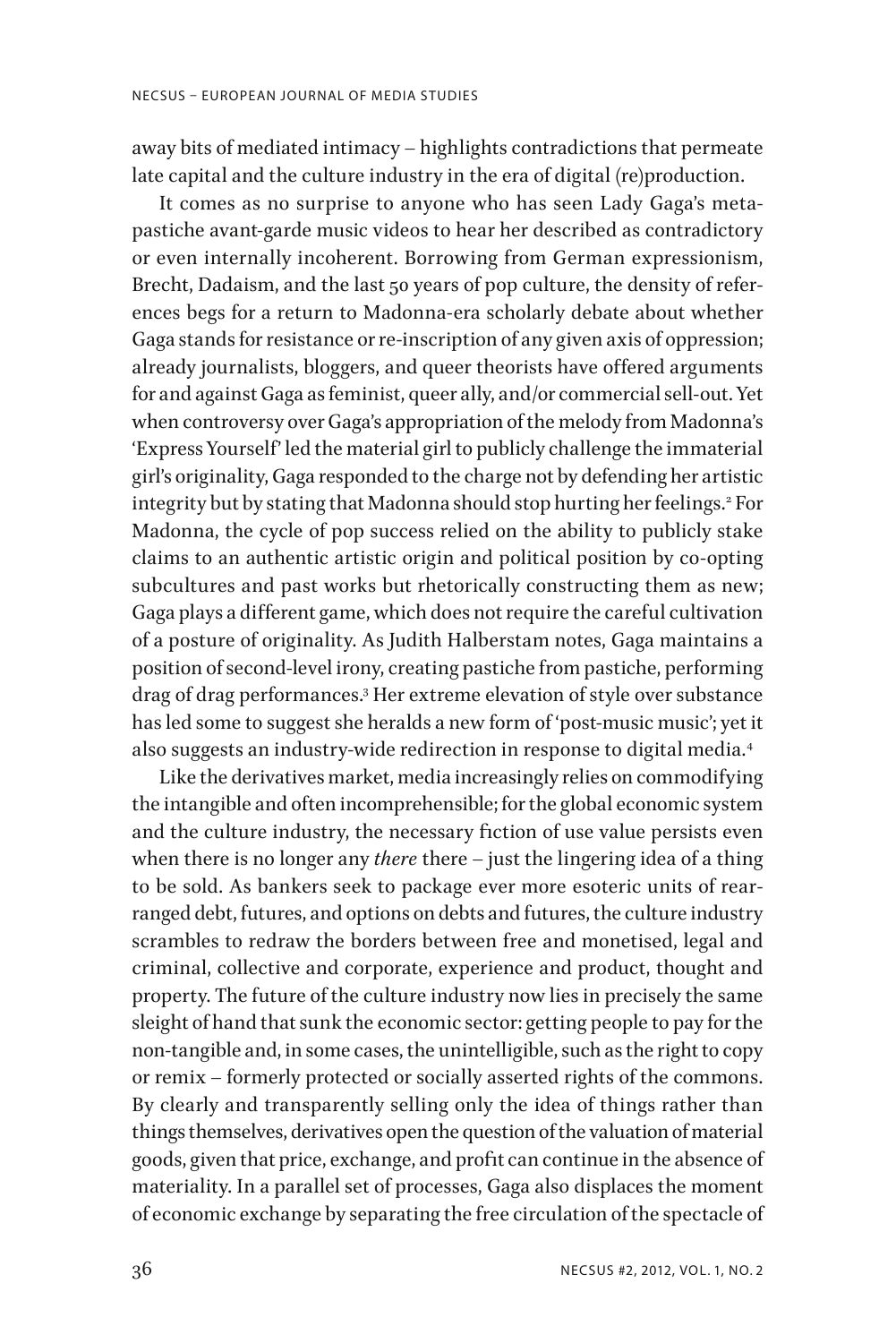away bits of mediated intimacy – highlights contradictions that permeate late capital and the culture industry in the era of digital (re)production.

It comes as no surprise to anyone who has seen Lady Gaga's meta-pastiche avant-garde music videos to hear her described as contradictory or even internally incoherent. Borrowing from German expressionism, Brecht, Dadaism, and the last 50 years of pop culture, the density of references begs for a return to Madonna-era scholarly debate about whether Gaga stands for resistance or re-inscription of any given axis of oppression; already journalists, bloggers, and queer theorists have offered arguments for and against Gaga as feminist, queer ally, and/or commercial sell-out. Yet when controversy over Gaga's appropriation of the melody from Madonna's 'Express Yourself' led the material girl to publicly challenge the immaterial girl's originality, Gaga responded to the charge not by defending her artistic integrity but by stating that Madonna should stop hurting her feelings.[2] For Madonna, the cycle of pop success relied on the ability to publicly stake claims to an authentic artistic origin and political position by co-opting subcultures and past works but rhetorically constructing them as new; Gaga plays a different game, which does not require the careful cultivation of a posture of originality. As Judith Halberstam notes, Gaga maintains a position of second-level irony, creating pastiche from pastiche, performing drag of drag performances.[3] Her extreme elevation of style over substance has led some to suggest she heralds a new form of 'post-music music'; yet it also suggests an industry-wide redirection in response to digital media.[4]

Like the derivatives market, media increasingly relies on commodifying the intangible and often incomprehensible; for the global economic system and the culture industry, the necessary fiction of use value persists even when there is no longer any *there* there – just the lingering idea of a thing to be sold. As bankers seek to package ever more esoteric units of rearranged debt, futures, and options on debts and futures, the culture industry scrambles to redraw the borders between free and monetised, legal and criminal, collective and corporate, experience and product, thought and property. The future of the culture industry now lies in precisely the same sleight of hand that sunk the economic sector: getting people to pay for the non-tangible and, in some cases, the unintelligible, such as the right to copy or remix – formerly protected or socially asserted rights of the commons. By clearly and transparently selling only the idea of things rather than things themselves, derivatives open the question of the valuation of material goods, given that price, exchange, and profit can continue in the absence of materiality. In a parallel set of processes, Gaga also displaces the moment of economic exchange by separating the free circulation of the spectacle of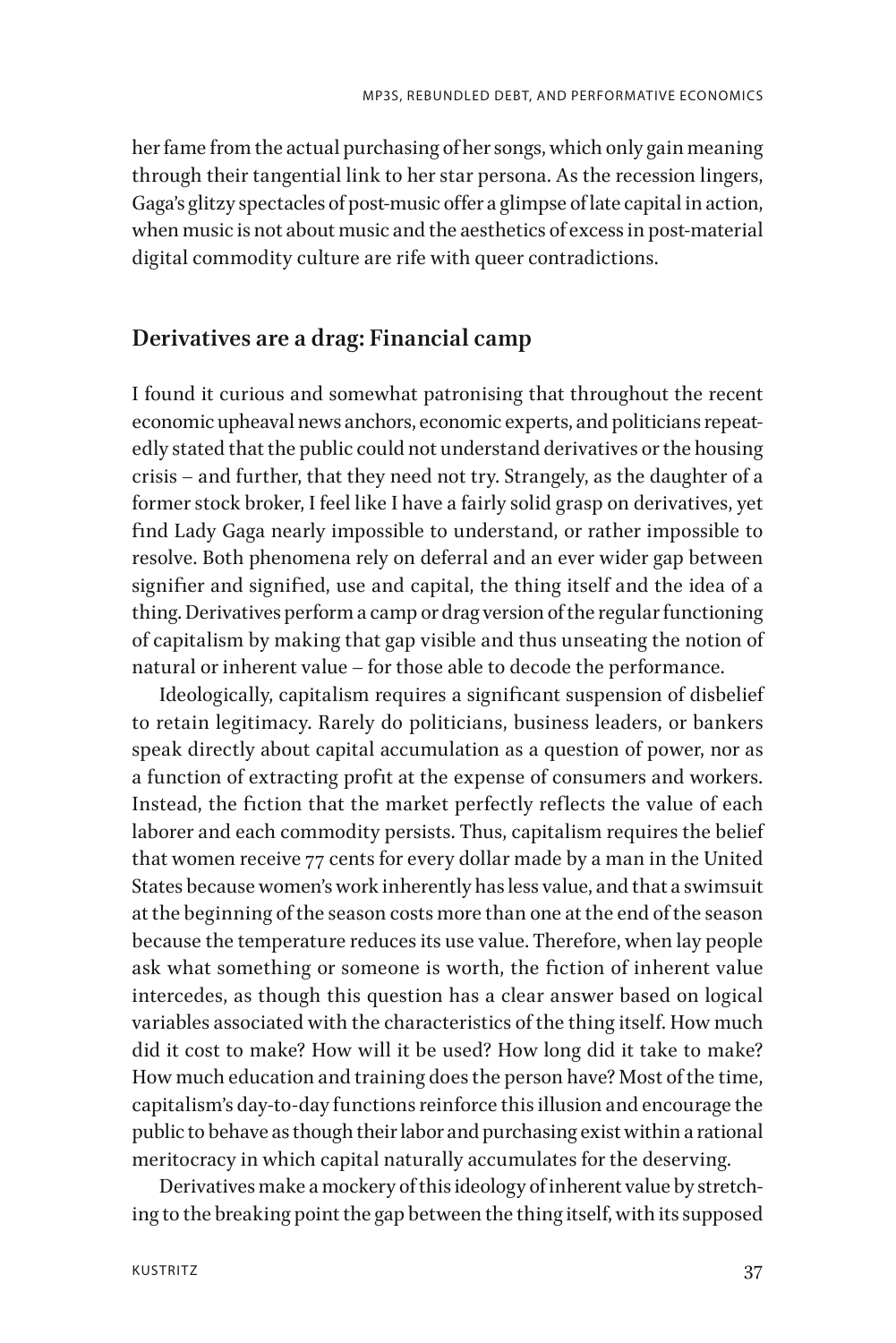her fame from the actual purchasing of her songs, which only gain meaning through their tangential link to her star persona. As the recession lingers, Gaga's glitzy spectacles of post-music offer a glimpse of late capital in action, when music is not about music and the aesthetics of excess in post-material digital commodity culture are rife with queer contradictions.

## Derivatives are a drag: Financial camp

I found it curious and somewhat patronising that throughout the recent economic upheaval news anchors, economic experts, and politicians repeatedly stated that the public could not understand derivatives or the housing crisis – and further, that they need not try. Strangely, as the daughter of a former stock broker, I feel like I have a fairly solid grasp on derivatives, yet find Lady Gaga nearly impossible to understand, or rather impossible to resolve. Both phenomena rely on deferral and an ever wider gap between signifier and signified, use and capital, the thing itself and the idea of a thing. Derivatives perform a camp or drag version of the regular functioning of capitalism by making that gap visible and thus unseating the notion of natural or inherent value – for those able to decode the performance.

Ideologically, capitalism requires a significant suspension of disbelief to retain legitimacy. Rarely do politicians, business leaders, or bankers speak directly about capital accumulation as a question of power, nor as a function of extracting profit at the expense of consumers and workers. Instead, the fiction that the market perfectly reflects the value of each laborer and each commodity persists. Thus, capitalism requires the belief that women receive 77 cents for every dollar made by a man in the United States because women's work inherently has less value, and that a swimsuit at the beginning of the season costs more than one at the end of the season because the temperature reduces its use value. Therefore, when lay people ask what something or someone is worth, the fiction of inherent value intercedes, as though this question has a clear answer based on logical variables associated with the characteristics of the thing itself. How much did it cost to make? How will it be used? How long did it take to make? How much education and training does the person have? Most of the time, capitalism's day-to-day functions reinforce this illusion and encourage the public to behave as though their labor and purchasing exist within a rational meritocracy in which capital naturally accumulates for the deserving.

Derivatives make a mockery of this ideology of inherent value by stretching to the breaking point the gap between the thing itself, with its supposed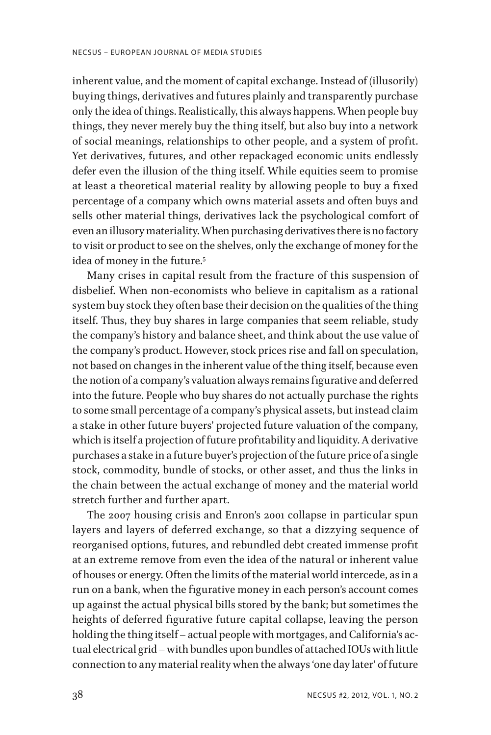inherent value, and the moment of capital exchange. Instead of (illusorily) buying things, derivatives and futures plainly and transparently purchase only the idea of things. Realistically, this always happens. When people buy things, they never merely buy the thing itself, but also buy into a network of social meanings, relationships to other people, and a system of profit. Yet derivatives, futures, and other repackaged economic units endlessly defer even the illusion of the thing itself. While equities seem to promise at least a theoretical material reality by allowing people to buy a fixed percentage of a company which owns material assets and often buys and sells other material things, derivatives lack the psychological comfort of even an illusory materiality. When purchasing derivatives there is no factory to visit or product to see on the shelves, only the exchange of money for the idea of money in the future.[5]

Many crises in capital result from the fracture of this suspension of disbelief. When non-economists who believe in capitalism as a rational system buy stock they often base their decision on the qualities of the thing itself. Thus, they buy shares in large companies that seem reliable, study the company's history and balance sheet, and think about the use value of the company's product. However, stock prices rise and fall on speculation, not based on changes in the inherent value of the thing itself, because even the notion of a company's valuation always remains figurative and deferred into the future. People who buy shares do not actually purchase the rights to some small percentage of a company's physical assets, but instead claim a stake in other future buyers' projected future valuation of the company, which is itself a projection of future profitability and liquidity. A derivative purchases a stake in a future buyer's projection of the future price of a single stock, commodity, bundle of stocks, or other asset, and thus the links in the chain between the actual exchange of money and the material world stretch further and further apart.

The 2007 housing crisis and Enron's 2001 collapse in particular spun layers and layers of deferred exchange, so that a dizzying sequence of reorganised options, futures, and rebundled debt created immense profit at an extreme remove from even the idea of the natural or inherent value of houses or energy. Often the limits of the material world intercede, as in a run on a bank, when the figurative money in each person's account comes up against the actual physical bills stored by the bank; but sometimes the heights of deferred figurative future capital collapse, leaving the person holding the thing itself – actual people with mortgages, and California's actual electrical grid – with bundles upon bundles of attached IOUs with little connection to any material reality when the always 'one day later' of future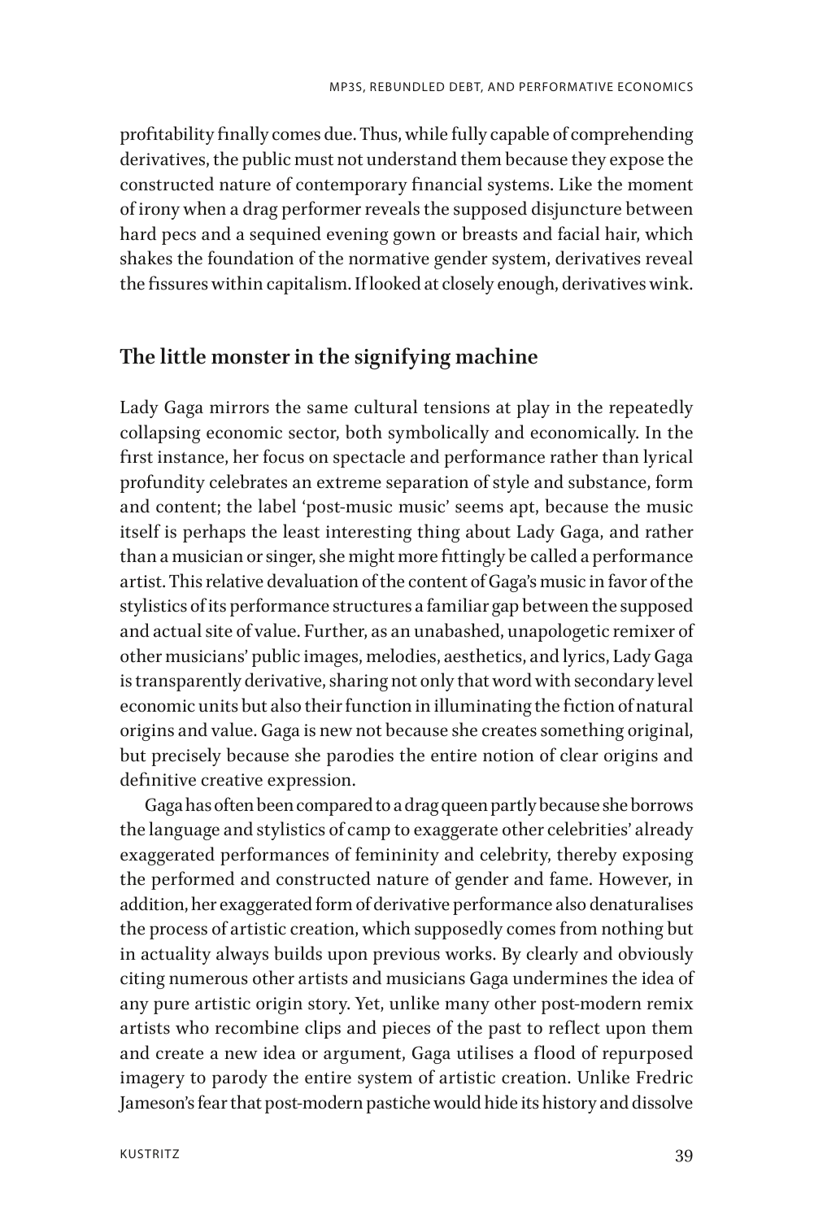profitability finally comes due. Thus, while fully capable of comprehending derivatives, the public must not understand them because they expose the constructed nature of contemporary financial systems. Like the moment of irony when a drag performer reveals the supposed disjuncture between hard pecs and a sequined evening gown or breasts and facial hair, which shakes the foundation of the normative gender system, derivatives reveal the fissures within capitalism. If looked at closely enough, derivatives wink.

## The little monster in the signifying machine

Lady Gaga mirrors the same cultural tensions at play in the repeatedly collapsing economic sector, both symbolically and economically. In the first instance, her focus on spectacle and performance rather than lyrical profundity celebrates an extreme separation of style and substance, form and content; the label 'post-music music' seems apt, because the music itself is perhaps the least interesting thing about Lady Gaga, and rather than a musician or singer, she might more fittingly be called a performance artist. This relative devaluation of the content of Gaga's music in favor of the stylistics of its performance structures a familiar gap between the supposed and actual site of value. Further, as an unabashed, unapologetic remixer of other musicians' public images, melodies, aesthetics, and lyrics, Lady Gaga is transparently derivative, sharing not only that word with secondary level economic units but also their function in illuminating the fiction of natural origins and value. Gaga is new not because she creates something original, but precisely because she parodies the entire notion of clear origins and definitive creative expression.

Gaga has often been compared to a drag queen partly because she borrows the language and stylistics of camp to exaggerate other celebrities' already exaggerated performances of femininity and celebrity, thereby exposing the performed and constructed nature of gender and fame. However, in addition, her exaggerated form of derivative performance also denaturalises the process of artistic creation, which supposedly comes from nothing but in actuality always builds upon previous works. By clearly and obviously citing numerous other artists and musicians Gaga undermines the idea of any pure artistic origin story. Yet, unlike many other post-modern remix artists who recombine clips and pieces of the past to reflect upon them and create a new idea or argument, Gaga utilises a flood of repurposed imagery to parody the entire system of artistic creation. Unlike Fredric Jameson's fear that post-modern pastiche would hide its history and dissolve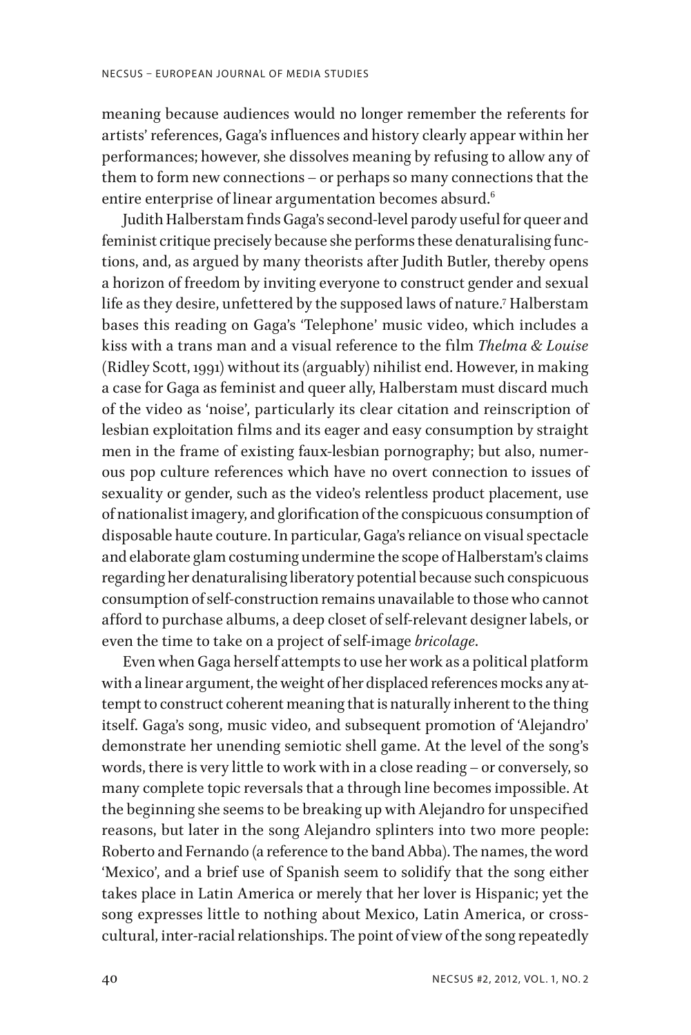meaning because audiences would no longer remember the referents for artists' references, Gaga's influences and history clearly appear within her performances; however, she dissolves meaning by refusing to allow any of them to form new connections – or perhaps so many connections that the entire enterprise of linear argumentation becomes absurd.[6]

Judith Halberstam finds Gaga's second-level parody useful for queer and feminist critique precisely because she performs these denaturalising functions, and, as argued by many theorists after Judith Butler, thereby opens a horizon of freedom by inviting everyone to construct gender and sexual life as they desire, unfettered by the supposed laws of nature.[7] Halberstam bases this reading on Gaga's 'Telephone' music video, which includes a kiss with a trans man and a visual reference to the film *Thelma & Louise* (Ridley Scott, 1991) without its (arguably) nihilist end. However, in making a case for Gaga as feminist and queer ally, Halberstam must discard much of the video as 'noise', particularly its clear citation and reinscription of lesbian exploitation films and its eager and easy consumption by straight men in the frame of existing faux-lesbian pornography; but also, numerous pop culture references which have no overt connection to issues of sexuality or gender, such as the video's relentless product placement, use of nationalist imagery, and glorification of the conspicuous consumption of disposable haute couture. In particular, Gaga's reliance on visual spectacle and elaborate glam costuming undermine the scope of Halberstam's claims regarding her denaturalising liberatory potential because such conspicuous consumption of self-construction remains unavailable to those who cannot afford to purchase albums, a deep closet of self-relevant designer labels, or even the time to take on a project of self-image *bricolage*.

Even when Gaga herself attempts to use her work as a political platform with a linear argument, the weight of her displaced references mocks any attempt to construct coherent meaning that is naturally inherent to the thing itself. Gaga's song, music video, and subsequent promotion of 'Alejandro' demonstrate her unending semiotic shell game. At the level of the song's words, there is very little to work with in a close reading – or conversely, so many complete topic reversals that a through line becomes impossible. At the beginning she seems to be breaking up with Alejandro for unspecified reasons, but later in the song Alejandro splinters into two more people: Roberto and Fernando (a reference to the band Abba). The names, the word 'Mexico', and a brief use of Spanish seem to solidify that the song either takes place in Latin America or merely that her lover is Hispanic; yet the song expresses little to nothing about Mexico, Latin America, or cross-cultural, inter-racial relationships. The point of view of the song repeatedly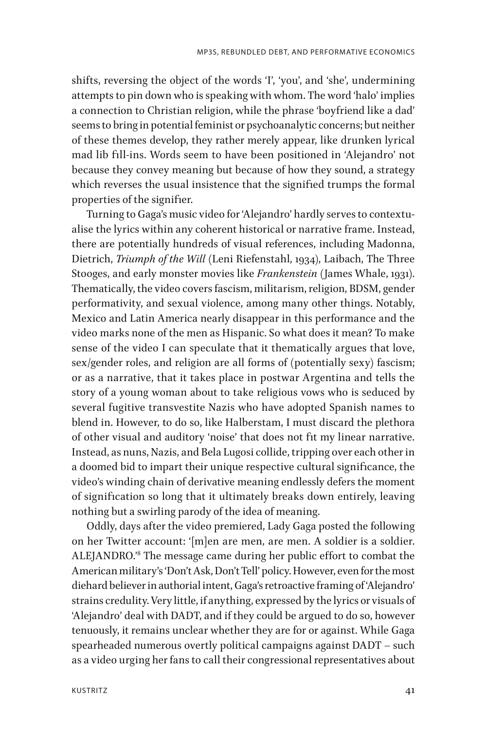shifts, reversing the object of the words 'I', 'you', and 'she', undermining attempts to pin down who is speaking with whom. The word 'halo' implies a connection to Christian religion, while the phrase 'boyfriend like a dad' seems to bring in potential feminist or psychoanalytic concerns; but neither of these themes develop, they rather merely appear, like drunken lyrical mad lib fill-ins. Words seem to have been positioned in 'Alejandro' not because they convey meaning but because of how they sound, a strategy which reverses the usual insistence that the signified trumps the formal properties of the signifier.

Turning to Gaga's music video for 'Alejandro' hardly serves to contextualise the lyrics within any coherent historical or narrative frame. Instead, there are potentially hundreds of visual references, including Madonna, Dietrich, *Triumph of the Will* (Leni Riefenstahl, 1934), Laibach, The Three Stooges, and early monster movies like *Frankenstein* (James Whale, 1931). Thematically, the video covers fascism, militarism, religion, BDSM, gender performativity, and sexual violence, among many other things. Notably, Mexico and Latin America nearly disappear in this performance and the video marks none of the men as Hispanic. So what does it mean? To make sense of the video I can speculate that it thematically argues that love, sex/gender roles, and religion are all forms of (potentially sexy) fascism; or as a narrative, that it takes place in postwar Argentina and tells the story of a young woman about to take religious vows who is seduced by several fugitive transvestite Nazis who have adopted Spanish names to blend in. However, to do so, like Halberstam, I must discard the plethora of other visual and auditory 'noise' that does not fit my linear narrative. Instead, as nuns, Nazis, and Bela Lugosi collide, tripping over each other in a doomed bid to impart their unique respective cultural significance, the video's winding chain of derivative meaning endlessly defers the moment of signification so long that it ultimately breaks down entirely, leaving nothing but a swirling parody of the idea of meaning.

Oddly, days after the video premiered, Lady Gaga posted the following on her Twitter account: '[m]en are men, are men. A soldier is a soldier. ALEJANDRO.'[8] The message came during her public effort to combat the American military's 'Don't Ask, Don't Tell' policy. However, even for the most diehard believer in authorial intent, Gaga's retroactive framing of 'Alejandro' strains credulity. Very little, if anything, expressed by the lyrics or visuals of 'Alejandro' deal with DADT, and if they could be argued to do so, however tenuously, it remains unclear whether they are for or against. While Gaga spearheaded numerous overtly political campaigns against DADT – such as a video urging her fans to call their congressional representatives about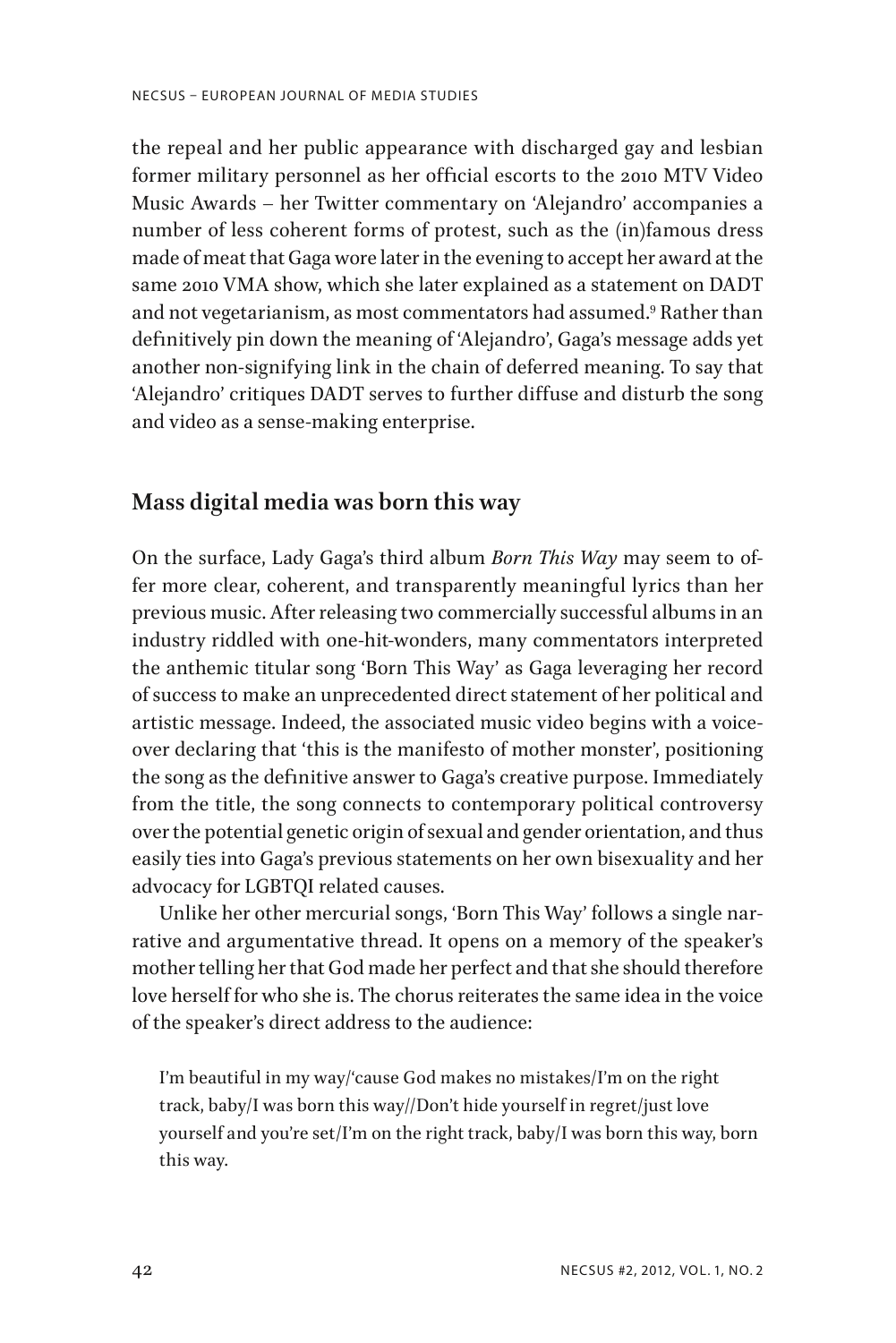the repeal and her public appearance with discharged gay and lesbian former military personnel as her official escorts to the 2010 MTV Video Music Awards – her Twitter commentary on 'Alejandro' accompanies a number of less coherent forms of protest, such as the (in)famous dress made of meat that Gaga wore later in the evening to accept her award at the same 2010 VMA show, which she later explained as a statement on DADT and not vegetarianism, as most commentators had assumed.[9] Rather than definitively pin down the meaning of 'Alejandro', Gaga's message adds yet another non-signifying link in the chain of deferred meaning. To say that 'Alejandro' critiques DADT serves to further diffuse and disturb the song and video as a sense-making enterprise.

## Mass digital media was born this way

On the surface, Lady Gaga's third album *Born This Way* may seem to offer more clear, coherent, and transparently meaningful lyrics than her previous music. After releasing two commercially successful albums in an industry riddled with one-hit-wonders, many commentators interpreted the anthemic titular song 'Born This Way' as Gaga leveraging her record of success to make an unprecedented direct statement of her political and artistic message. Indeed, the associated music video begins with a voice-over declaring that 'this is the manifesto of mother monster', positioning the song as the definitive answer to Gaga's creative purpose. Immediately from the title, the song connects to contemporary political controversy over the potential genetic origin of sexual and gender orientation, and thus easily ties into Gaga's previous statements on her own bisexuality and her advocacy for LGBTQI related causes.

Unlike her other mercurial songs, 'Born This Way' follows a single narrative and argumentative thread. It opens on a memory of the speaker's mother telling her that God made her perfect and that she should therefore love herself for who she is. The chorus reiterates the same idea in the voice of the speaker's direct address to the audience:

> I'm beautiful in my way/'cause God makes no mistakes/I'm on the right track, baby/I was born this way//Don't hide yourself in regret/just love yourself and you're set/I'm on the right track, baby/I was born this way, born this way.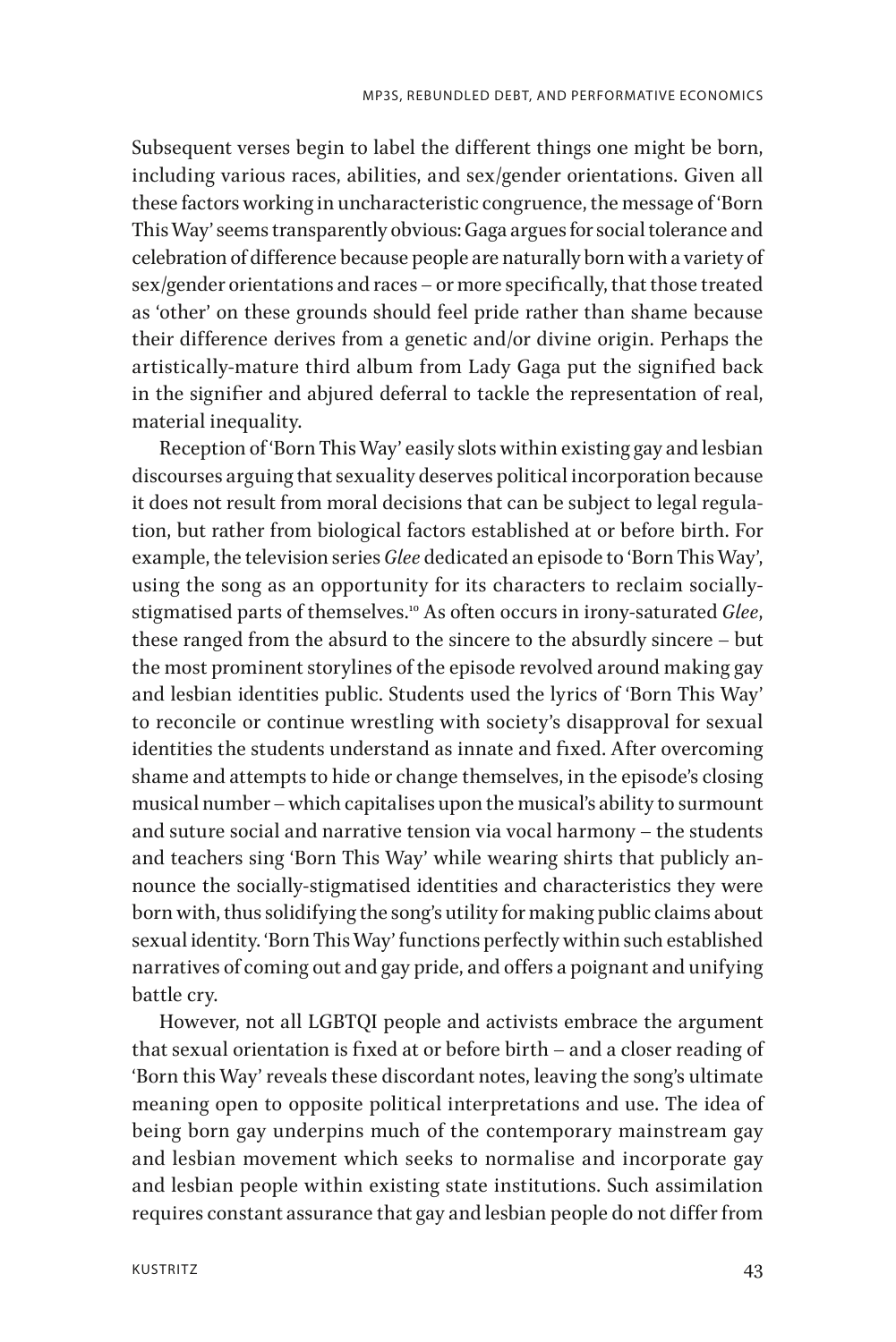Subsequent verses begin to label the different things one might be born, including various races, abilities, and sex/gender orientations. Given all these factors working in uncharacteristic congruence, the message of 'Born This Way' seems transparently obvious: Gaga argues for social tolerance and celebration of difference because people are naturally born with a variety of sex/gender orientations and races – or more specifically, that those treated as 'other' on these grounds should feel pride rather than shame because their difference derives from a genetic and/or divine origin. Perhaps the artistically-mature third album from Lady Gaga put the signified back in the signifier and abjured deferral to tackle the representation of real, material inequality.

Reception of 'Born This Way' easily slots within existing gay and lesbian discourses arguing that sexuality deserves political incorporation because it does not result from moral decisions that can be subject to legal regulation, but rather from biological factors established at or before birth. For example, the television series *Glee* dedicated an episode to 'Born This Way', using the song as an opportunity for its characters to reclaim socially-stigmatised parts of themselves.[10] As often occurs in irony-saturated *Glee*, these ranged from the absurd to the sincere to the absurdly sincere – but the most prominent storylines of the episode revolved around making gay and lesbian identities public. Students used the lyrics of 'Born This Way' to reconcile or continue wrestling with society's disapproval for sexual identities the students understand as innate and fixed. After overcoming shame and attempts to hide or change themselves, in the episode's closing musical number – which capitalises upon the musical's ability to surmount and suture social and narrative tension via vocal harmony – the students and teachers sing 'Born This Way' while wearing shirts that publicly announce the socially-stigmatised identities and characteristics they were born with, thus solidifying the song's utility for making public claims about sexual identity. 'Born This Way' functions perfectly within such established narratives of coming out and gay pride, and offers a poignant and unifying battle cry.

However, not all LGBTQI people and activists embrace the argument that sexual orientation is fixed at or before birth – and a closer reading of 'Born this Way' reveals these discordant notes, leaving the song's ultimate meaning open to opposite political interpretations and use. The idea of being born gay underpins much of the contemporary mainstream gay and lesbian movement which seeks to normalise and incorporate gay and lesbian people within existing state institutions. Such assimilation requires constant assurance that gay and lesbian people do not differ from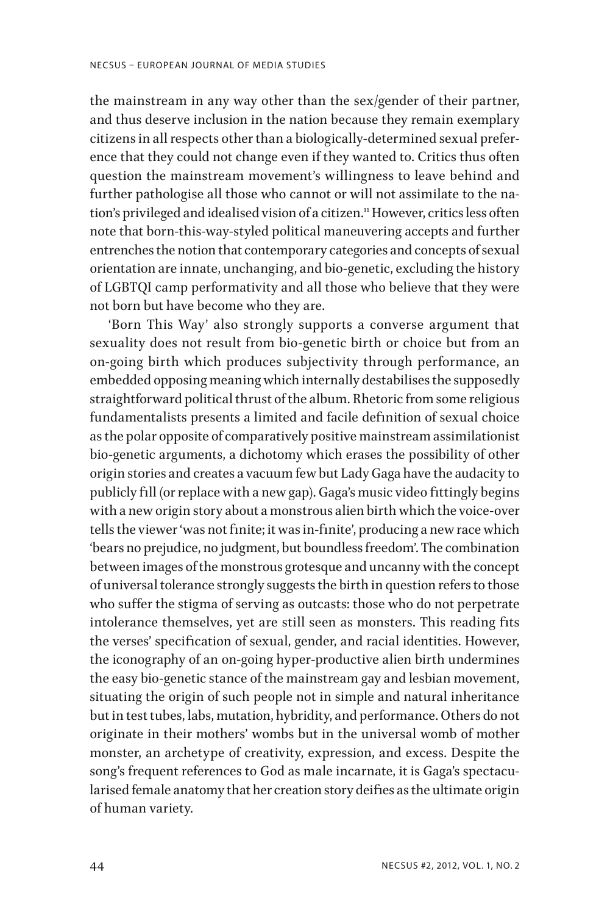the mainstream in any way other than the sex/gender of their partner, and thus deserve inclusion in the nation because they remain exemplary citizens in all respects other than a biologically-determined sexual preference that they could not change even if they wanted to. Critics thus often question the mainstream movement's willingness to leave behind and further pathologise all those who cannot or will not assimilate to the nation's privileged and idealised vision of a citizen.[11] However, critics less often note that born-this-way-styled political maneuvering accepts and further entrenches the notion that contemporary categories and concepts of sexual orientation are innate, unchanging, and bio-genetic, excluding the history of LGBTQI camp performativity and all those who believe that they were not born but have become who they are.

'Born This Way' also strongly supports a converse argument that sexuality does not result from bio-genetic birth or choice but from an on-going birth which produces subjectivity through performance, an embedded opposing meaning which internally destabilises the supposedly straightforward political thrust of the album. Rhetoric from some religious fundamentalists presents a limited and facile definition of sexual choice as the polar opposite of comparatively positive mainstream assimilationist bio-genetic arguments, a dichotomy which erases the possibility of other origin stories and creates a vacuum few but Lady Gaga have the audacity to publicly fill (or replace with a new gap). Gaga's music video fittingly begins with a new origin story about a monstrous alien birth which the voice-over tells the viewer 'was not finite; it was in-finite', producing a new race which 'bears no prejudice, no judgment, but boundless freedom'. The combination between images of the monstrous grotesque and uncanny with the concept of universal tolerance strongly suggests the birth in question refers to those who suffer the stigma of serving as outcasts: those who do not perpetrate intolerance themselves, yet are still seen as monsters. This reading fits the verses' specification of sexual, gender, and racial identities. However, the iconography of an on-going hyper-productive alien birth undermines the easy bio-genetic stance of the mainstream gay and lesbian movement, situating the origin of such people not in simple and natural inheritance but in test tubes, labs, mutation, hybridity, and performance. Others do not originate in their mothers' wombs but in the universal womb of mother monster, an archetype of creativity, expression, and excess. Despite the song's frequent references to God as male incarnate, it is Gaga's spectacularised female anatomy that her creation story deifies as the ultimate origin of human variety.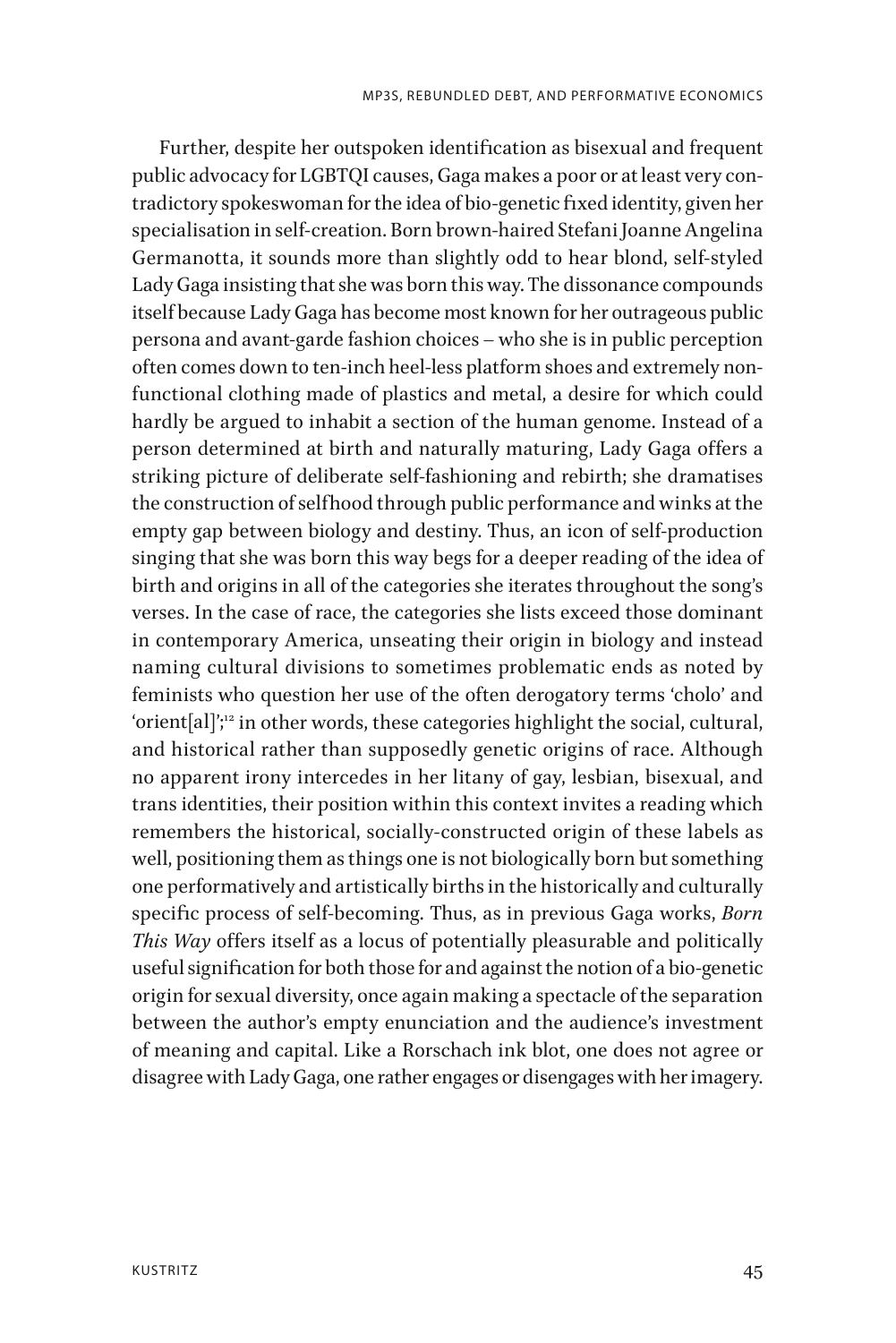Further, despite her outspoken identification as bisexual and frequent public advocacy for LGBTQI causes, Gaga makes a poor or at least very contradictory spokeswoman for the idea of bio-genetic fixed identity, given her specialisation in self-creation. Born brown-haired Stefani Joanne Angelina Germanotta, it sounds more than slightly odd to hear blond, self-styled Lady Gaga insisting that she was born this way. The dissonance compounds itself because Lady Gaga has become most known for her outrageous public persona and avant-garde fashion choices – who she is in public perception often comes down to ten-inch heel-less platform shoes and extremely non-functional clothing made of plastics and metal, a desire for which could hardly be argued to inhabit a section of the human genome. Instead of a person determined at birth and naturally maturing, Lady Gaga offers a striking picture of deliberate self-fashioning and rebirth; she dramatises the construction of selfhood through public performance and winks at the empty gap between biology and destiny. Thus, an icon of self-production singing that she was born this way begs for a deeper reading of the idea of birth and origins in all of the categories she iterates throughout the song's verses. In the case of race, the categories she lists exceed those dominant in contemporary America, unseating their origin in biology and instead naming cultural divisions to sometimes problematic ends as noted by feminists who question her use of the often derogatory terms 'cholo' and 'orient[al]';[12] in other words, these categories highlight the social, cultural, and historical rather than supposedly genetic origins of race. Although no apparent irony intercedes in her litany of gay, lesbian, bisexual, and trans identities, their position within this context invites a reading which remembers the historical, socially-constructed origin of these labels as well, positioning them as things one is not biologically born but something one performatively and artistically births in the historically and culturally specific process of self-becoming. Thus, as in previous Gaga works, *Born This Way* offers itself as a locus of potentially pleasurable and politically useful signification for both those for and against the notion of a bio-genetic origin for sexual diversity, once again making a spectacle of the separation between the author's empty enunciation and the audience's investment of meaning and capital. Like a Rorschach ink blot, one does not agree or disagree with Lady Gaga, one rather engages or disengages with her imagery.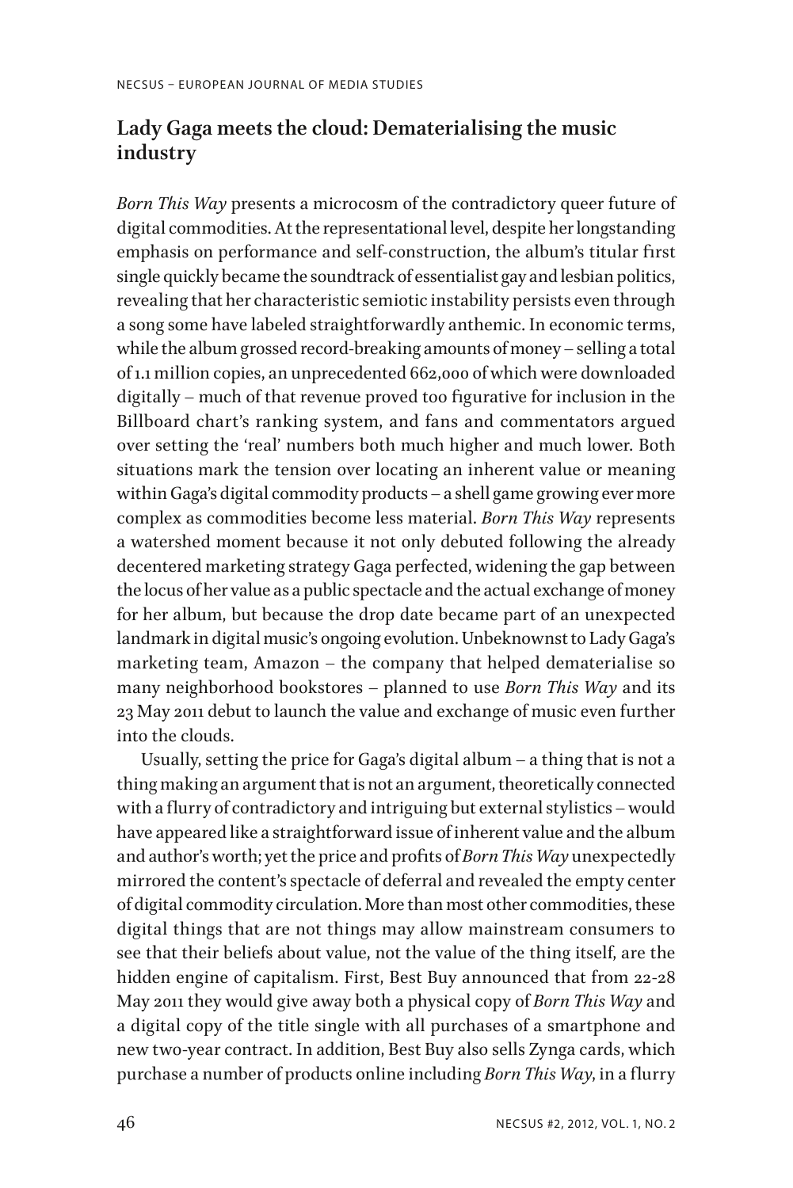## Lady Gaga meets the cloud: Dematerialising the music industry

*Born This Way* presents a microcosm of the contradictory queer future of digital commodities. At the representational level, despite her longstanding emphasis on performance and self-construction, the album's titular first single quickly became the soundtrack of essentialist gay and lesbian politics, revealing that her characteristic semiotic instability persists even through a song some have labeled straightforwardly anthemic. In economic terms, while the album grossed record-breaking amounts of money – selling a total of 1.1 million copies, an unprecedented 662,000 of which were downloaded digitally – much of that revenue proved too figurative for inclusion in the Billboard chart's ranking system, and fans and commentators argued over setting the 'real' numbers both much higher and much lower. Both situations mark the tension over locating an inherent value or meaning within Gaga's digital commodity products – a shell game growing ever more complex as commodities become less material. *Born This Way* represents a watershed moment because it not only debuted following the already decentered marketing strategy Gaga perfected, widening the gap between the locus of her value as a public spectacle and the actual exchange of money for her album, but because the drop date became part of an unexpected landmark in digital music's ongoing evolution. Unbeknownst to Lady Gaga's marketing team, Amazon – the company that helped dematerialise so many neighborhood bookstores – planned to use *Born This Way* and its 23 May 2011 debut to launch the value and exchange of music even further into the clouds.

Usually, setting the price for Gaga's digital album – a thing that is not a thing making an argument that is not an argument, theoretically connected with a flurry of contradictory and intriguing but external stylistics – would have appeared like a straightforward issue of inherent value and the album and author's worth; yet the price and profits of *Born This Way* unexpectedly mirrored the content's spectacle of deferral and revealed the empty center of digital commodity circulation. More than most other commodities, these digital things that are not things may allow mainstream consumers to see that their beliefs about value, not the value of the thing itself, are the hidden engine of capitalism. First, Best Buy announced that from 22-28 May 2011 they would give away both a physical copy of *Born This Way* and a digital copy of the title single with all purchases of a smartphone and new two-year contract. In addition, Best Buy also sells Zynga cards, which purchase a number of products online including *Born This Way*, in a flurry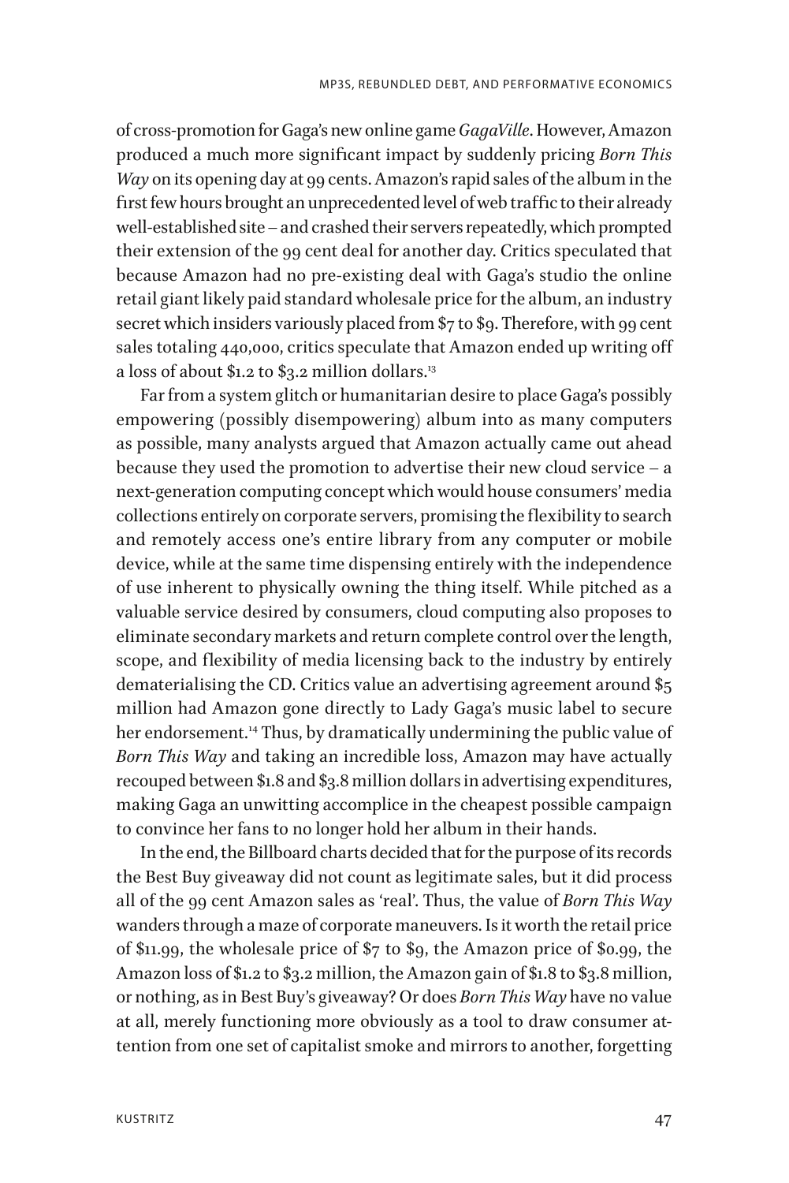of cross-promotion for Gaga's new online game *GagaVille*. However, Amazon produced a much more significant impact by suddenly pricing *Born This Way* on its opening day at 99 cents. Amazon's rapid sales of the album in the first few hours brought an unprecedented level of web traffic to their already well-established site – and crashed their servers repeatedly, which prompted their extension of the 99 cent deal for another day. Critics speculated that because Amazon had no pre-existing deal with Gaga's studio the online retail giant likely paid standard wholesale price for the album, an industry secret which insiders variously placed from $7 to $9. Therefore, with 99 cent sales totaling 440,000, critics speculate that Amazon ended up writing off a loss of about $1.2 to $3.2 million dollars.[13]

Far from a system glitch or humanitarian desire to place Gaga's possibly empowering (possibly disempowering) album into as many computers as possible, many analysts argued that Amazon actually came out ahead because they used the promotion to advertise their new cloud service – a next-generation computing concept which would house consumers' media collections entirely on corporate servers, promising the flexibility to search and remotely access one's entire library from any computer or mobile device, while at the same time dispensing entirely with the independence of use inherent to physically owning the thing itself. While pitched as a valuable service desired by consumers, cloud computing also proposes to eliminate secondary markets and return complete control over the length, scope, and flexibility of media licensing back to the industry by entirely dematerialising the CD. Critics value an advertising agreement around $5 million had Amazon gone directly to Lady Gaga's music label to secure her endorsement.[14] Thus, by dramatically undermining the public value of *Born This Way* and taking an incredible loss, Amazon may have actually recouped between $1.8 and $3.8 million dollars in advertising expenditures, making Gaga an unwitting accomplice in the cheapest possible campaign to convince her fans to no longer hold her album in their hands.

In the end, the Billboard charts decided that for the purpose of its records the Best Buy giveaway did not count as legitimate sales, but it did process all of the 99 cent Amazon sales as 'real'. Thus, the value of *Born This Way* wanders through a maze of corporate maneuvers. Is it worth the retail price of $11.99, the wholesale price of $7 to $9, the Amazon price of $0.99, the Amazon loss of $1.2 to $3.2 million, the Amazon gain of $1.8 to $3.8 million, or nothing, as in Best Buy's giveaway? Or does *Born This Way* have no value at all, merely functioning more obviously as a tool to draw consumer attention from one set of capitalist smoke and mirrors to another, forgetting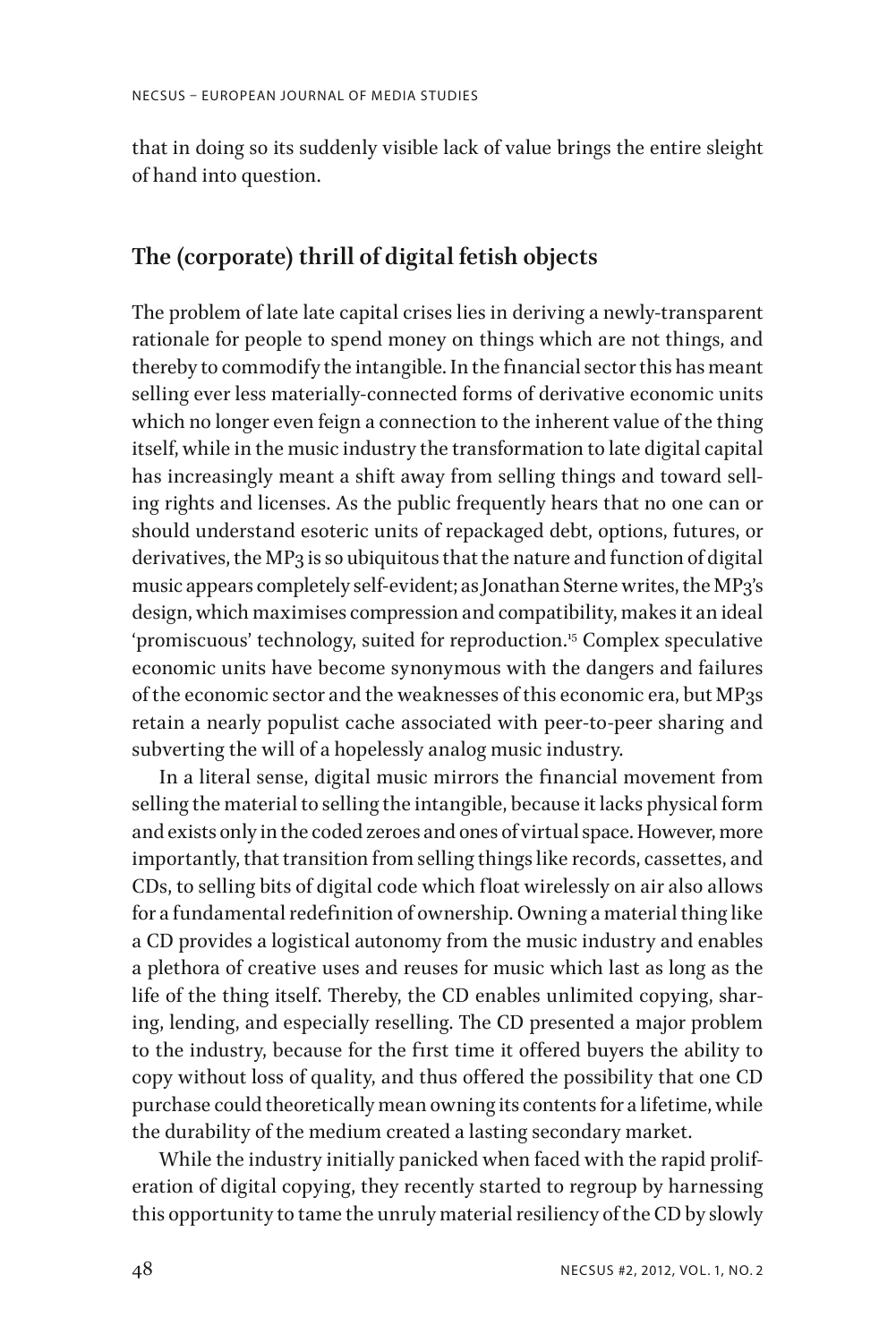that in doing so its suddenly visible lack of value brings the entire sleight of hand into question.

## The (corporate) thrill of digital fetish objects

The problem of late late capital crises lies in deriving a newly-transparent rationale for people to spend money on things which are not things, and thereby to commodify the intangible. In the financial sector this has meant selling ever less materially-connected forms of derivative economic units which no longer even feign a connection to the inherent value of the thing itself, while in the music industry the transformation to late digital capital has increasingly meant a shift away from selling things and toward selling rights and licenses. As the public frequently hears that no one can or should understand esoteric units of repackaged debt, options, futures, or derivatives, the MP3 is so ubiquitous that the nature and function of digital music appears completely self-evident; as Jonathan Sterne writes, the MP3's design, which maximises compression and compatibility, makes it an ideal 'promiscuous' technology, suited for reproduction.[15] Complex speculative economic units have become synonymous with the dangers and failures of the economic sector and the weaknesses of this economic era, but MP3s retain a nearly populist cache associated with peer-to-peer sharing and subverting the will of a hopelessly analog music industry.

In a literal sense, digital music mirrors the financial movement from selling the material to selling the intangible, because it lacks physical form and exists only in the coded zeroes and ones of virtual space. However, more importantly, that transition from selling things like records, cassettes, and CDs, to selling bits of digital code which float wirelessly on air also allows for a fundamental redefinition of ownership. Owning a material thing like a CD provides a logistical autonomy from the music industry and enables a plethora of creative uses and reuses for music which last as long as the life of the thing itself. Thereby, the CD enables unlimited copying, sharing, lending, and especially reselling. The CD presented a major problem to the industry, because for the first time it offered buyers the ability to copy without loss of quality, and thus offered the possibility that one CD purchase could theoretically mean owning its contents for a lifetime, while the durability of the medium created a lasting secondary market.

While the industry initially panicked when faced with the rapid proliferation of digital copying, they recently started to regroup by harnessing this opportunity to tame the unruly material resiliency of the CD by slowly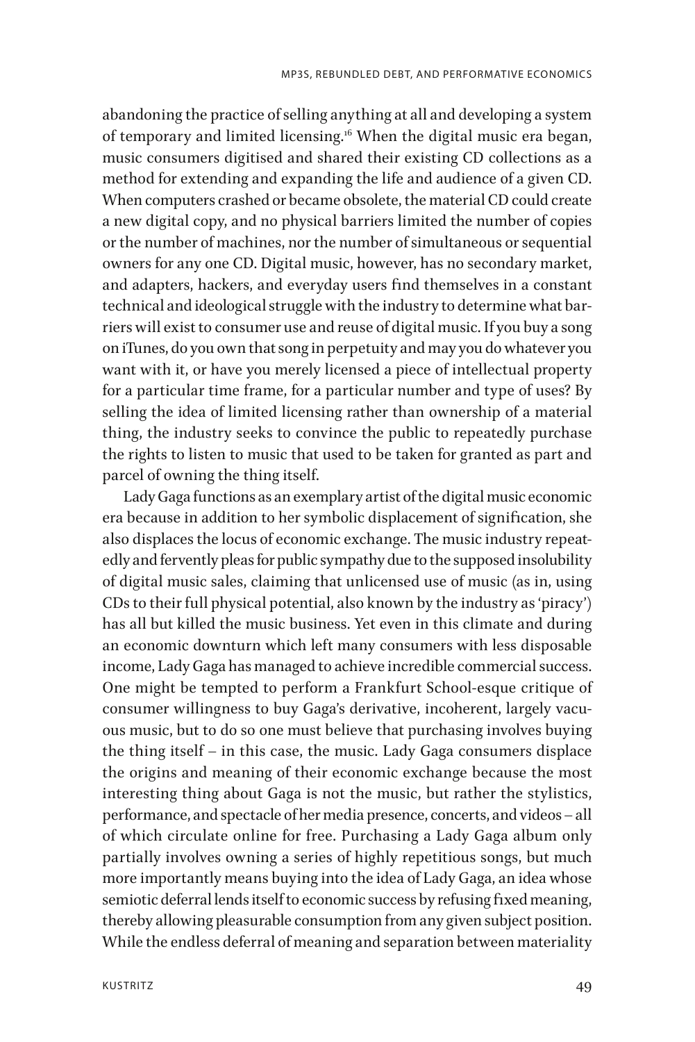abandoning the practice of selling anything at all and developing a system of temporary and limited licensing.[16] When the digital music era began, music consumers digitised and shared their existing CD collections as a method for extending and expanding the life and audience of a given CD. When computers crashed or became obsolete, the material CD could create a new digital copy, and no physical barriers limited the number of copies or the number of machines, nor the number of simultaneous or sequential owners for any one CD. Digital music, however, has no secondary market, and adapters, hackers, and everyday users find themselves in a constant technical and ideological struggle with the industry to determine what barriers will exist to consumer use and reuse of digital music. If you buy a song on iTunes, do you own that song in perpetuity and may you do whatever you want with it, or have you merely licensed a piece of intellectual property for a particular time frame, for a particular number and type of uses? By selling the idea of limited licensing rather than ownership of a material thing, the industry seeks to convince the public to repeatedly purchase the rights to listen to music that used to be taken for granted as part and parcel of owning the thing itself.

Lady Gaga functions as an exemplary artist of the digital music economic era because in addition to her symbolic displacement of signification, she also displaces the locus of economic exchange. The music industry repeatedly and fervently pleas for public sympathy due to the supposed insolubility of digital music sales, claiming that unlicensed use of music (as in, using CDs to their full physical potential, also known by the industry as 'piracy') has all but killed the music business. Yet even in this climate and during an economic downturn which left many consumers with less disposable income, Lady Gaga has managed to achieve incredible commercial success. One might be tempted to perform a Frankfurt School-esque critique of consumer willingness to buy Gaga's derivative, incoherent, largely vacuous music, but to do so one must believe that purchasing involves buying the thing itself – in this case, the music. Lady Gaga consumers displace the origins and meaning of their economic exchange because the most interesting thing about Gaga is not the music, but rather the stylistics, performance, and spectacle of her media presence, concerts, and videos – all of which circulate online for free. Purchasing a Lady Gaga album only partially involves owning a series of highly repetitious songs, but much more importantly means buying into the idea of Lady Gaga, an idea whose semiotic deferral lends itself to economic success by refusing fixed meaning, thereby allowing pleasurable consumption from any given subject position. While the endless deferral of meaning and separation between materiality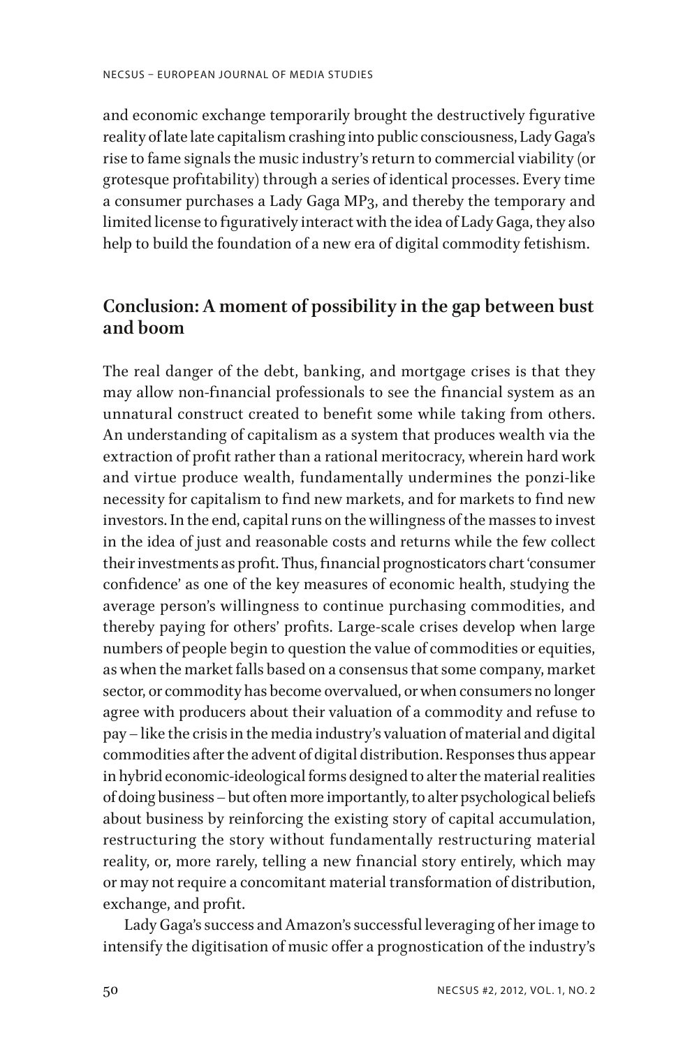and economic exchange temporarily brought the destructively figurative reality of late late capitalism crashing into public consciousness, Lady Gaga's rise to fame signals the music industry's return to commercial viability (or grotesque profitability) through a series of identical processes. Every time a consumer purchases a Lady Gaga MP3, and thereby the temporary and limited license to figuratively interact with the idea of Lady Gaga, they also help to build the foundation of a new era of digital commodity fetishism.

## Conclusion: A moment of possibility in the gap between bust and boom

The real danger of the debt, banking, and mortgage crises is that they may allow non-financial professionals to see the financial system as an unnatural construct created to benefit some while taking from others. An understanding of capitalism as a system that produces wealth via the extraction of profit rather than a rational meritocracy, wherein hard work and virtue produce wealth, fundamentally undermines the ponzi-like necessity for capitalism to find new markets, and for markets to find new investors. In the end, capital runs on the willingness of the masses to invest in the idea of just and reasonable costs and returns while the few collect their investments as profit. Thus, financial prognosticators chart 'consumer confidence' as one of the key measures of economic health, studying the average person's willingness to continue purchasing commodities, and thereby paying for others' profits. Large-scale crises develop when large numbers of people begin to question the value of commodities or equities, as when the market falls based on a consensus that some company, market sector, or commodity has become overvalued, or when consumers no longer agree with producers about their valuation of a commodity and refuse to pay – like the crisis in the media industry's valuation of material and digital commodities after the advent of digital distribution. Responses thus appear in hybrid economic-ideological forms designed to alter the material realities of doing business – but often more importantly, to alter psychological beliefs about business by reinforcing the existing story of capital accumulation, restructuring the story without fundamentally restructuring material reality, or, more rarely, telling a new financial story entirely, which may or may not require a concomitant material transformation of distribution, exchange, and profit.

Lady Gaga's success and Amazon's successful leveraging of her image to intensify the digitisation of music offer a prognostication of the industry's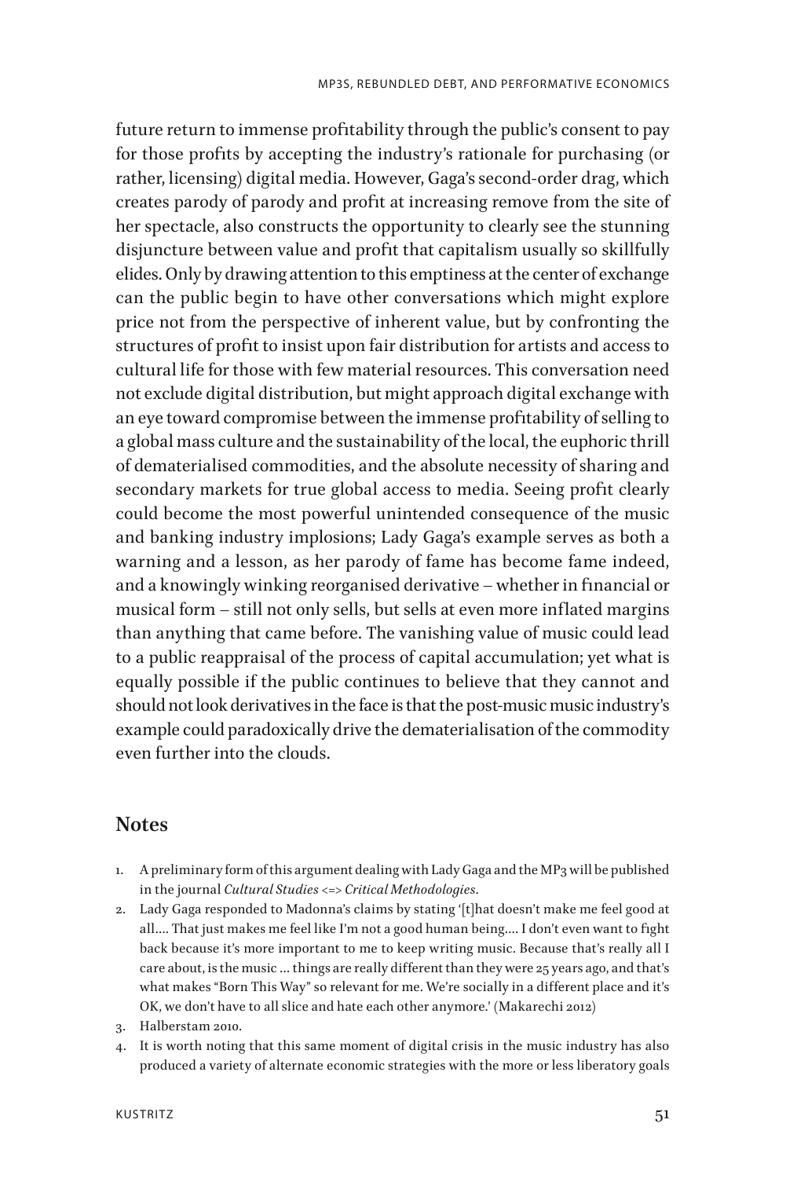future return to immense profitability through the public's consent to pay for those profits by accepting the industry's rationale for purchasing (or rather, licensing) digital media. However, Gaga's second-order drag, which creates parody of parody and profit at increasing remove from the site of her spectacle, also constructs the opportunity to clearly see the stunning disjuncture between value and profit that capitalism usually so skillfully elides. Only by drawing attention to this emptiness at the center of exchange can the public begin to have other conversations which might explore price not from the perspective of inherent value, but by confronting the structures of profit to insist upon fair distribution for artists and access to cultural life for those with few material resources. This conversation need not exclude digital distribution, but might approach digital exchange with an eye toward compromise between the immense profitability of selling to a global mass culture and the sustainability of the local, the euphoric thrill of dematerialised commodities, and the absolute necessity of sharing and secondary markets for true global access to media. Seeing profit clearly could become the most powerful unintended consequence of the music and banking industry implosions; Lady Gaga's example serves as both a warning and a lesson, as her parody of fame has become fame indeed, and a knowingly winking reorganised derivative – whether in financial or musical form – still not only sells, but sells at even more inflated margins than anything that came before. The vanishing value of music could lead to a public reappraisal of the process of capital accumulation; yet what is equally possible if the public continues to believe that they cannot and should not look derivatives in the face is that the post-music music industry's example could paradoxically drive the dematerialisation of the commodity even further into the clouds.

## Notes

1. A preliminary form of this argument dealing with Lady Gaga and the MP3 will be published in the journal *Cultural Studies <=> Critical Methodologies*.
2. Lady Gaga responded to Madonna's claims by stating '[t]hat doesn't make me feel good at all.... That just makes me feel like I'm not a good human being.... I don't even want to fight back because it's more important to me to keep writing music. Because that's really all I care about, is the music ... things are really different than they were 25 years ago, and that's what makes "Born This Way" so relevant for me. We're socially in a different place and it's OK, we don't have to all slice and hate each other anymore.' (Makarechi 2012)
3. Halberstam 2010.
4. It is worth noting that this same moment of digital crisis in the music industry has also produced a variety of alternate economic strategies with the more or less liberatory goals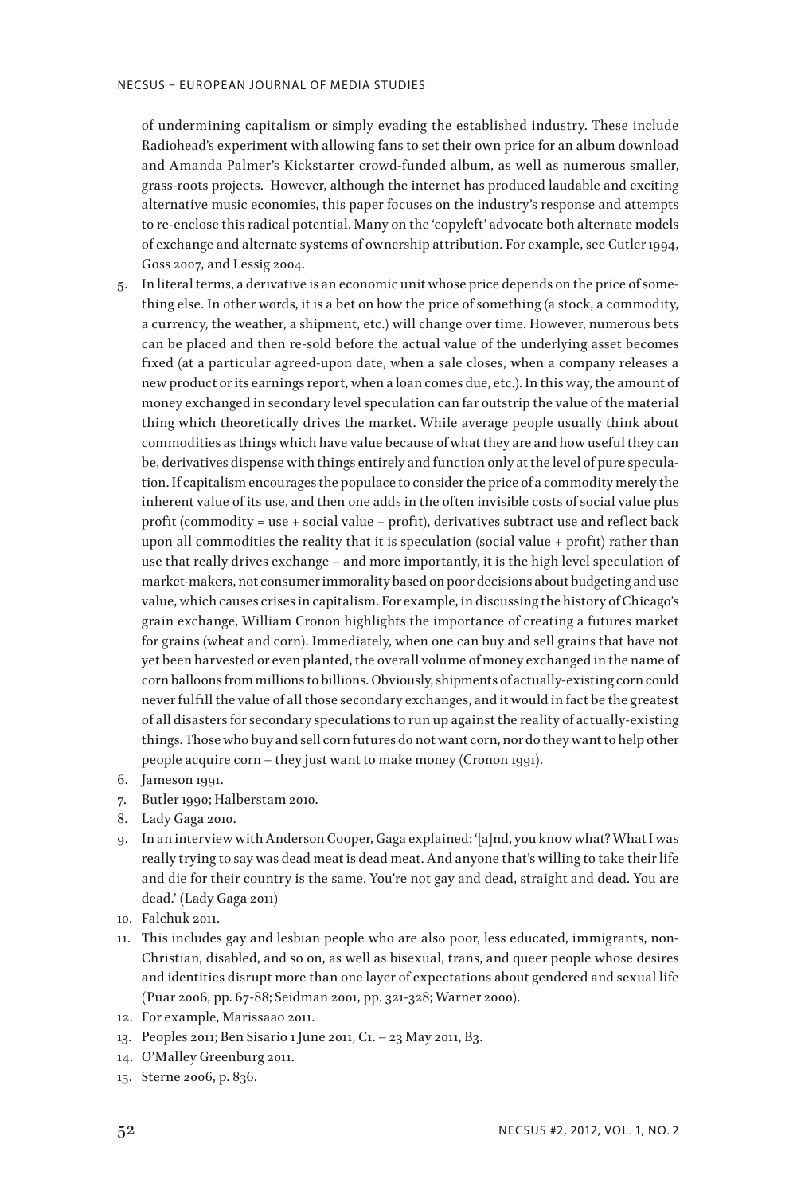of undermining capitalism or simply evading the established industry. These include Radiohead's experiment with allowing fans to set their own price for an album download and Amanda Palmer's Kickstarter crowd-funded album, as well as numerous smaller, grass-roots projects. However, although the internet has produced laudable and exciting alternative music economies, this paper focuses on the industry's response and attempts to re-enclose this radical potential. Many on the 'copyleft' advocate both alternate models of exchange and alternate systems of ownership attribution. For example, see Cutler 1994, Goss 2007, and Lessig 2004.

5. In literal terms, a derivative is an economic unit whose price depends on the price of something else. In other words, it is a bet on how the price of something (a stock, a commodity, a currency, the weather, a shipment, etc.) will change over time. However, numerous bets can be placed and then re-sold before the actual value of the underlying asset becomes fixed (at a particular agreed-upon date, when a sale closes, when a company releases a new product or its earnings report, when a loan comes due, etc.). In this way, the amount of money exchanged in secondary level speculation can far outstrip the value of the material thing which theoretically drives the market. While average people usually think about commodities as things which have value because of what they are and how useful they can be, derivatives dispense with things entirely and function only at the level of pure speculation. If capitalism encourages the populace to consider the price of a commodity merely the inherent value of its use, and then one adds in the often invisible costs of social value plus profit (commodity = use + social value + profit), derivatives subtract use and reflect back upon all commodities the reality that it is speculation (social value + profit) rather than use that really drives exchange – and more importantly, it is the high level speculation of market-makers, not consumer immorality based on poor decisions about budgeting and use value, which causes crises in capitalism. For example, in discussing the history of Chicago's grain exchange, William Cronon highlights the importance of creating a futures market for grains (wheat and corn). Immediately, when one can buy and sell grains that have not yet been harvested or even planted, the overall volume of money exchanged in the name of corn balloons from millions to billions. Obviously, shipments of actually-existing corn could never fulfill the value of all those secondary exchanges, and it would in fact be the greatest of all disasters for secondary speculations to run up against the reality of actually-existing things. Those who buy and sell corn futures do not want corn, nor do they want to help other people acquire corn – they just want to make money (Cronon 1991).
6. Jameson 1991.
7. Butler 1990; Halberstam 2010.
8. Lady Gaga 2010.
9. In an interview with Anderson Cooper, Gaga explained: '[a]nd, you know what? What I was really trying to say was dead meat is dead meat. And anyone that's willing to take their life and die for their country is the same. You're not gay and dead, straight and dead. You are dead.' (Lady Gaga 2011)
10. Falchuk 2011.
11. This includes gay and lesbian people who are also poor, less educated, immigrants, non-Christian, disabled, and so on, as well as bisexual, trans, and queer people whose desires and identities disrupt more than one layer of expectations about gendered and sexual life (Puar 2006, pp. 67-88; Seidman 2001, pp. 321-328; Warner 2000).
12. For example, Marissaao 2011.
13. Peoples 2011; Ben Sisario 1 June 2011, C1. – 23 May 2011, B3.
14. O'Malley Greenburg 2011.
15. Sterne 2006, p. 836.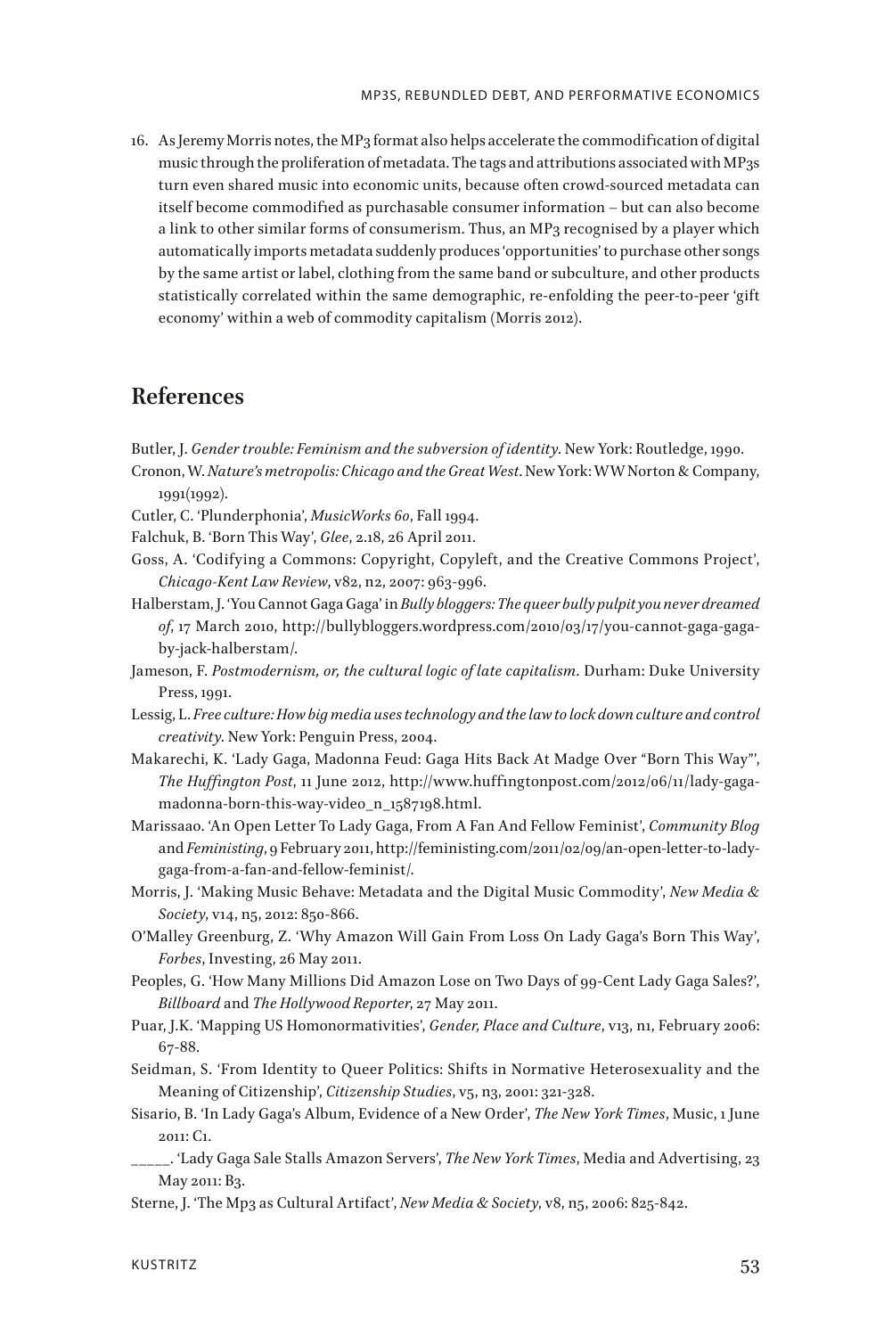16. As Jeremy Morris notes, the MP3 format also helps accelerate the commodification of digital music through the proliferation of metadata. The tags and attributions associated with MP3s turn even shared music into economic units, because often crowd-sourced metadata can itself become commodified as purchasable consumer information – but can also become a link to other similar forms of consumerism. Thus, an MP3 recognised by a player which automatically imports metadata suddenly produces 'opportunities' to purchase other songs by the same artist or label, clothing from the same band or subculture, and other products statistically correlated within the same demographic, re-enfolding the peer-to-peer 'gift economy' within a web of commodity capitalism (Morris 2012).

## References

Butler, J. *Gender trouble: Feminism and the subversion of identity*. New York: Routledge, 1990.

Cronon, W. *Nature's metropolis: Chicago and the Great West*. New York: WW Norton & Company, 1991(1992).

Cutler, C. 'Plunderphonia', *MusicWorks 60*, Fall 1994.

Falchuk, B. 'Born This Way', *Glee*, 2.18, 26 April 2011.

Goss, A. 'Codifying a Commons: Copyright, Copyleft, and the Creative Commons Project', *Chicago-Kent Law Review*, v82, n2, 2007: 963-996.

Halberstam, J. 'You Cannot Gaga Gaga' in *Bully bloggers: The queer bully pulpit you never dreamed of*, 17 March 2010, http://bullybloggers.wordpress.com/2010/03/17/you-cannot-gaga-gaga-by-jack-halberstam/.

Jameson, F. *Postmodernism, or, the cultural logic of late capitalism*. Durham: Duke University Press, 1991.

Lessig, L. *Free culture: How big media uses technology and the law to lock down culture and control creativity*. New York: Penguin Press, 2004.

Makarechi, K. 'Lady Gaga, Madonna Feud: Gaga Hits Back At Madge Over "Born This Way"', *The Huffington Post*, 11 June 2012, http://www.huffingtonpost.com/2012/06/11/lady-gaga-madonna-born-this-way-video_n_1587198.html.

Marissaao. 'An Open Letter To Lady Gaga, From A Fan And Fellow Feminist', *Community Blog* and *Feministing*, 9 February 2011, http://feministing.com/2011/02/09/an-open-letter-to-lady-gaga-from-a-fan-and-fellow-feminist/.

Morris, J. 'Making Music Behave: Metadata and the Digital Music Commodity', *New Media & Society*, v14, n5, 2012: 850-866.

O'Malley Greenburg, Z. 'Why Amazon Will Gain From Loss On Lady Gaga's Born This Way', *Forbes*, Investing, 26 May 2011.

Peoples, G. 'How Many Millions Did Amazon Lose on Two Days of 99-Cent Lady Gaga Sales?', *Billboard* and *The Hollywood Reporter*, 27 May 2011.

Puar, J.K. 'Mapping US Homonormativities', *Gender, Place and Culture*, v13, n1, February 2006: 67-88.

Seidman, S. 'From Identity to Queer Politics: Shifts in Normative Heterosexuality and the Meaning of Citizenship', *Citizenship Studies*, v5, n3, 2001: 321-328.

Sisario, B. 'In Lady Gaga's Album, Evidence of a New Order', *The New York Times*, Music, 1 June 2011: C1.

_____. 'Lady Gaga Sale Stalls Amazon Servers', *The New York Times*, Media and Advertising, 23 May 2011: B3.

Sterne, J. 'The Mp3 as Cultural Artifact', *New Media & Society*, v8, n5, 2006: 825-842.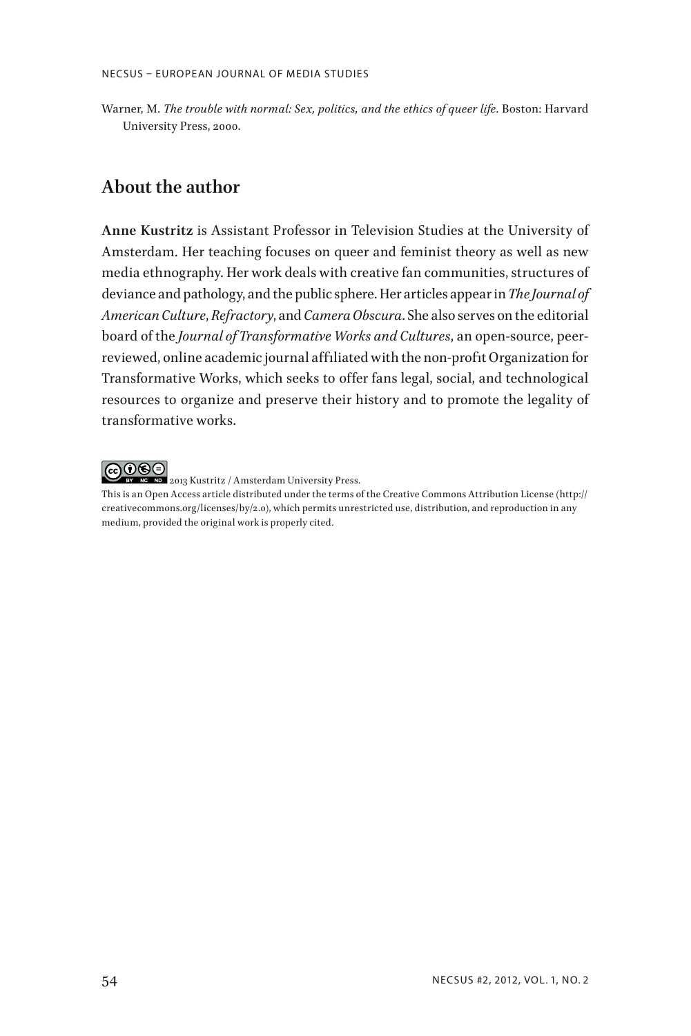Warner, M. *The trouble with normal: Sex, politics, and the ethics of queer life*. Boston: Harvard University Press, 2000.

## About the author

**Anne Kustritz** is Assistant Professor in Television Studies at the University of Amsterdam. Her teaching focuses on queer and feminist theory as well as new media ethnography. Her work deals with creative fan communities, structures of deviance and pathology, and the public sphere. Her articles appear in *The Journal of American Culture*, *Refractory*, and *Camera Obscura*. She also serves on the editorial board of the *Journal of Transformative Works and Cultures*, an open-source, peer-reviewed, online academic journal affiliated with the non-profit Organization for Transformative Works, which seeks to offer fans legal, social, and technological resources to organize and preserve their history and to promote the legality of transformative works.

2013 Kustritz / Amsterdam University Press.

This is an Open Access article distributed under the terms of the Creative Commons Attribution License (http://creativecommons.org/licenses/by/2.0), which permits unrestricted use, distribution, and reproduction in any medium, provided the original work is properly cited.